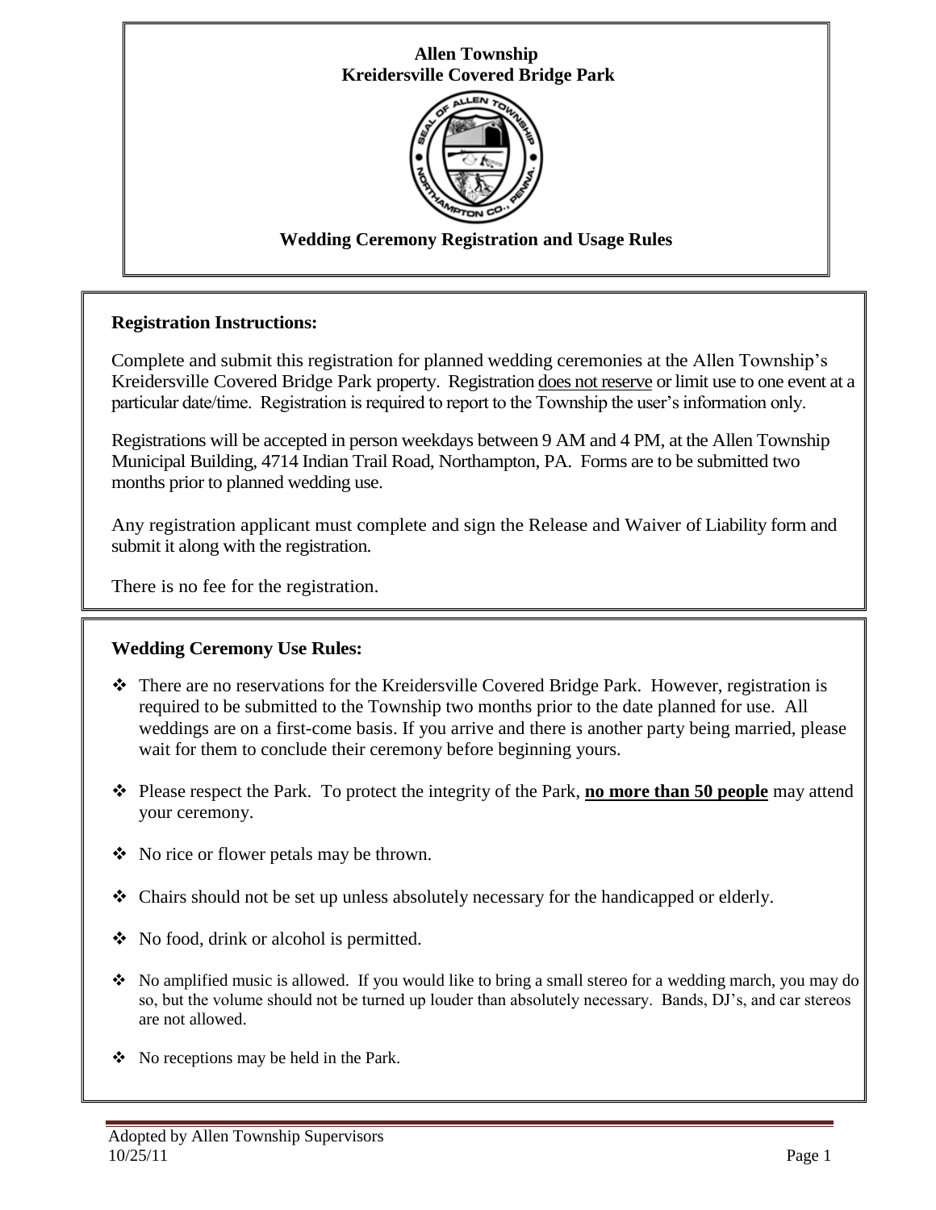# Allen Township
# Kreidersville Covered Bridge Park

## Wedding Ceremony Registration and Usage Rules

### Registration Instructions:

Complete and submit this registration for planned wedding ceremonies at the Allen Township's Kreidersville Covered Bridge Park property. Registration does not reserve or limit use to one event at a particular date/time. Registration is required to report to the Township the user's information only.

Registrations will be accepted in person weekdays between 9 AM and 4 PM, at the Allen Township Municipal Building, 4714 Indian Trail Road, Northampton, PA. Forms are to be submitted two months prior to planned wedding use.

Any registration applicant must complete and sign the Release and Waiver of Liability form and submit it along with the registration.

There is no fee for the registration.

### Wedding Ceremony Use Rules:

- There are no reservations for the Kreidersville Covered Bridge Park. However, registration is required to be submitted to the Township two months prior to the date planned for use. All weddings are on a first-come basis. If you arrive and there is another party being married, please wait for them to conclude their ceremony before beginning yours.
- Please respect the Park. To protect the integrity of the Park, **no more than 50 people** may attend your ceremony.
- No rice or flower petals may be thrown.
- Chairs should not be set up unless absolutely necessary for the handicapped or elderly.
- No food, drink or alcohol is permitted.
- No amplified music is allowed. If you would like to bring a small stereo for a wedding march, you may do so, but the volume should not be turned up louder than absolutely necessary. Bands, DJ's, and car stereos are not allowed.
- No receptions may be held in the Park.

Adopted by Allen Township Supervisors
10/25/11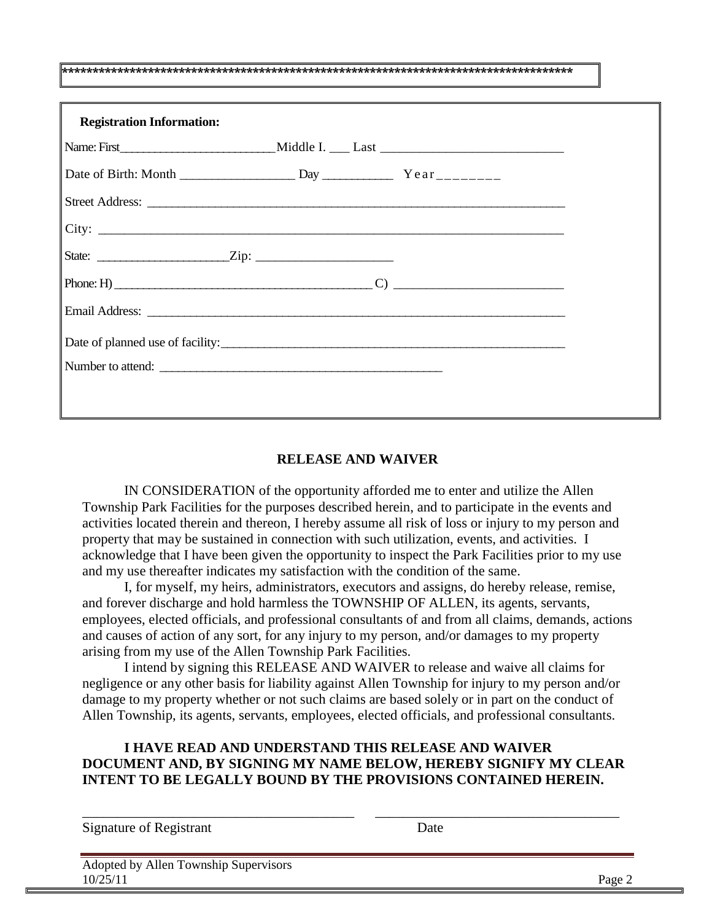************************************************************************************

**Registration Information:**

Name: First_________________________Middle I. ___ Last ____________________________

Date of Birth: Month _________________ Day ___________ Year________

Street Address: ___________________________________________________________________

City: _____________________________________________________________________________

State: _____________________Zip: _____________________

Phone: H) _________________________________________ C) __________________________

Email Address: ____________________________________________________________________

Date of planned use of facility:____________________________________________________

Number to attend: _____________________________________________

## RELEASE AND WAIVER

IN CONSIDERATION of the opportunity afforded me to enter and utilize the Allen Township Park Facilities for the purposes described herein, and to participate in the events and activities located therein and thereon, I hereby assume all risk of loss or injury to my person and property that may be sustained in connection with such utilization, events, and activities. I acknowledge that I have been given the opportunity to inspect the Park Facilities prior to my use and my use thereafter indicates my satisfaction with the condition of the same.

I, for myself, my heirs, administrators, executors and assigns, do hereby release, remise, and forever discharge and hold harmless the TOWNSHIP OF ALLEN, its agents, servants, employees, elected officials, and professional consultants of and from all claims, demands, actions and causes of action of any sort, for any injury to my person, and/or damages to my property arising from my use of the Allen Township Park Facilities.

I intend by signing this RELEASE AND WAIVER to release and waive all claims for negligence or any other basis for liability against Allen Township for injury to my person and/or damage to my property whether or not such claims are based solely or in part on the conduct of Allen Township, its agents, servants, employees, elected officials, and professional consultants.

**I HAVE READ AND UNDERSTAND THIS RELEASE AND WAIVER DOCUMENT AND, BY SIGNING MY NAME BELOW, HEREBY SIGNIFY MY CLEAR INTENT TO BE LEGALLY BOUND BY THE PROVISIONS CONTAINED HEREIN.**

________________________________________ ____________________________________

Signature of Registrant Date

Adopted by Allen Township Supervisors
10/25/11